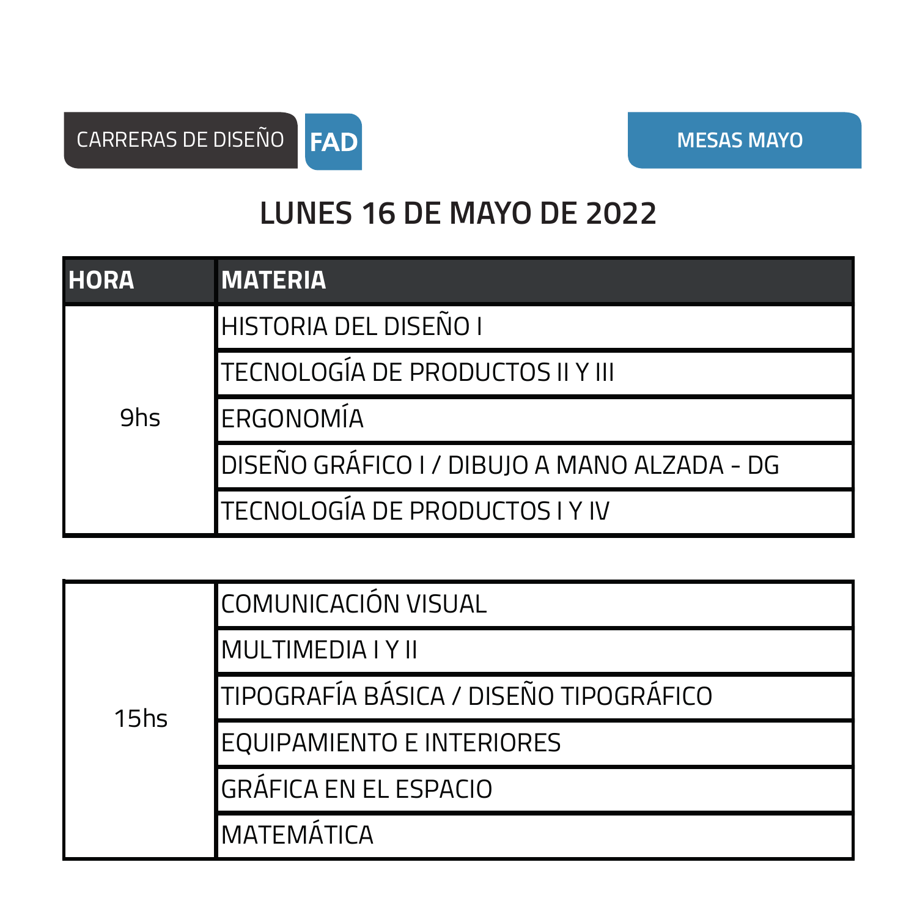CARRERAS DE DISEÑO **FAD**

**MESAS MAYO**

# LUNES 16 DE MAYO DE 2022

| HORA | MATERIA |
|---|---|
| 9hs | HISTORIA DEL DISEÑO I |
| | TECNOLOGÍA DE PRODUCTOS II Y III |
| | ERGONOMÍA |
| | DISEÑO GRÁFICO I / DIBUJO A MANO ALZADA - DG |
| | TECNOLOGÍA DE PRODUCTOS I Y IV |
| 15hs | COMUNICACIÓN VISUAL |
| | MULTIMEDIA I Y II |
| | TIPOGRAFÍA BÁSICA / DISEÑO TIPOGRÁFICO |
| | EQUIPAMIENTO E INTERIORES |
| | GRÁFICA EN EL ESPACIO |
| | MATEMÁTICA |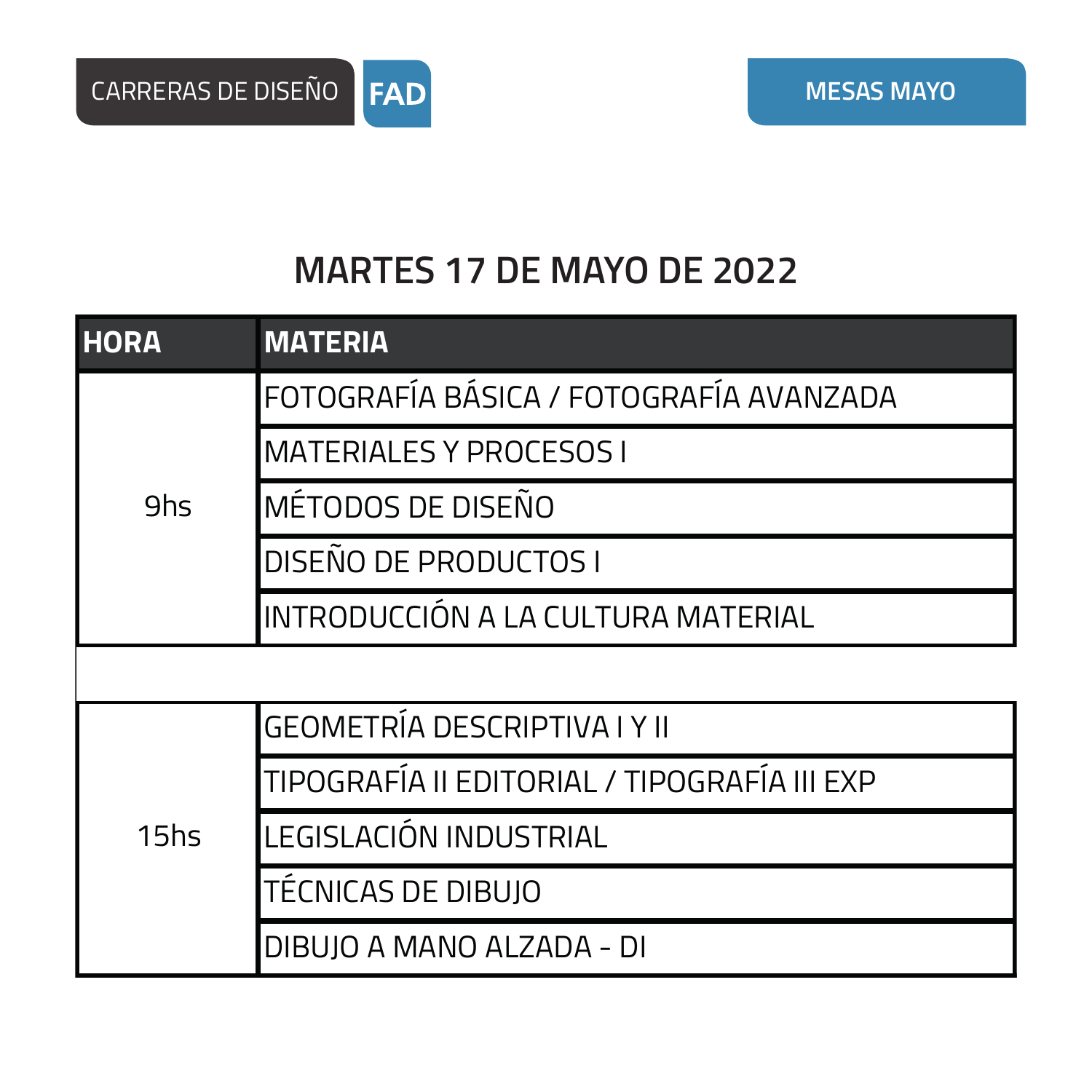CARRERAS DE DISEÑO **FAD**

**MESAS MAYO**

## MARTES 17 DE MAYO DE 2022

| HORA | MATERIA |
|---|---|
| 9hs | FOTOGRAFÍA BÁSICA / FOTOGRAFÍA AVANZADA |
| | MATERIALES Y PROCESOS I |
| | MÉTODOS DE DISEÑO |
| | DISEÑO DE PRODUCTOS I |
| | INTRODUCCIÓN A LA CULTURA MATERIAL |
| | |
| 15hs | GEOMETRÍA DESCRIPTIVA I Y II |
| | TIPOGRAFÍA II EDITORIAL / TIPOGRAFÍA III EXP |
| | LEGISLACIÓN INDUSTRIAL |
| | TÉCNICAS DE DIBUJO |
| | DIBUJO A MANO ALZADA - DI |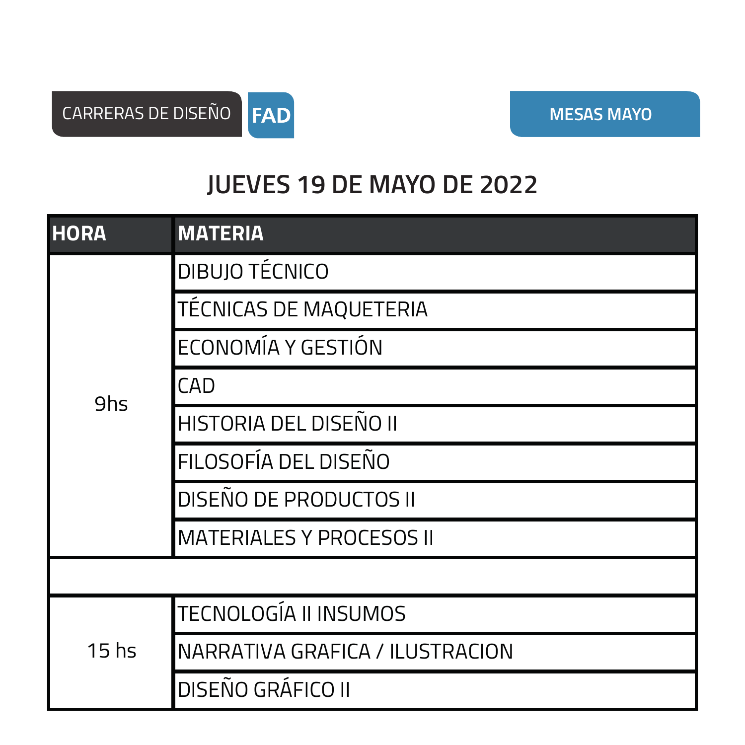CARRERAS DE DISEÑO **FAD**

**MESAS MAYO**

## JUEVES 19 DE MAYO DE 2022

| HORA | MATERIA |
|---|---|
| 9hs | DIBUJO TÉCNICO |
| | TÉCNICAS DE MAQUETERIA |
| | ECONOMÍA Y GESTIÓN |
| | CAD |
| | HISTORIA DEL DISEÑO II |
| | FILOSOFÍA DEL DISEÑO |
| | DISEÑO DE PRODUCTOS II |
| | MATERIALES Y PROCESOS II |
| | |
| 15 hs | TECNOLOGÍA II INSUMOS |
| | NARRATIVA GRAFICA / ILUSTRACION |
| | DISEÑO GRÁFICO II |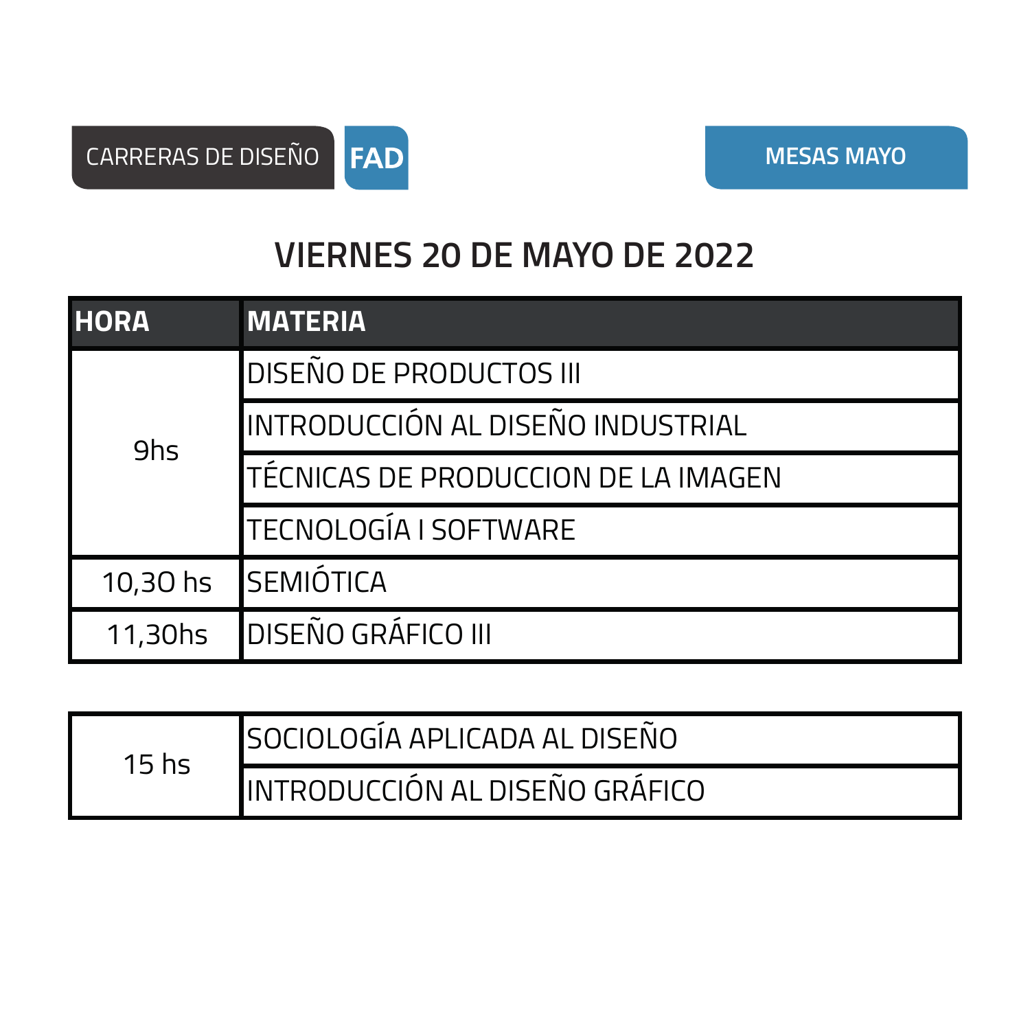CARRERAS DE DISEÑO **FAD**

**MESAS MAYO**

# VIERNES 20 DE MAYO DE 2022

| HORA | MATERIA |
|---|---|
| 9hs | DISEÑO DE PRODUCTOS III |
| | INTRODUCCIÓN AL DISEÑO INDUSTRIAL |
| | TÉCNICAS DE PRODUCCION DE LA IMAGEN |
| | TECNOLOGÍA I SOFTWARE |
| 10,30 hs | SEMIÓTICA |
| 11,30hs | DISEÑO GRÁFICO III |

| | |
|---|---|
| 15 hs | SOCIOLOGÍA APLICADA AL DISEÑO |
| | INTRODUCCIÓN AL DISEÑO GRÁFICO |